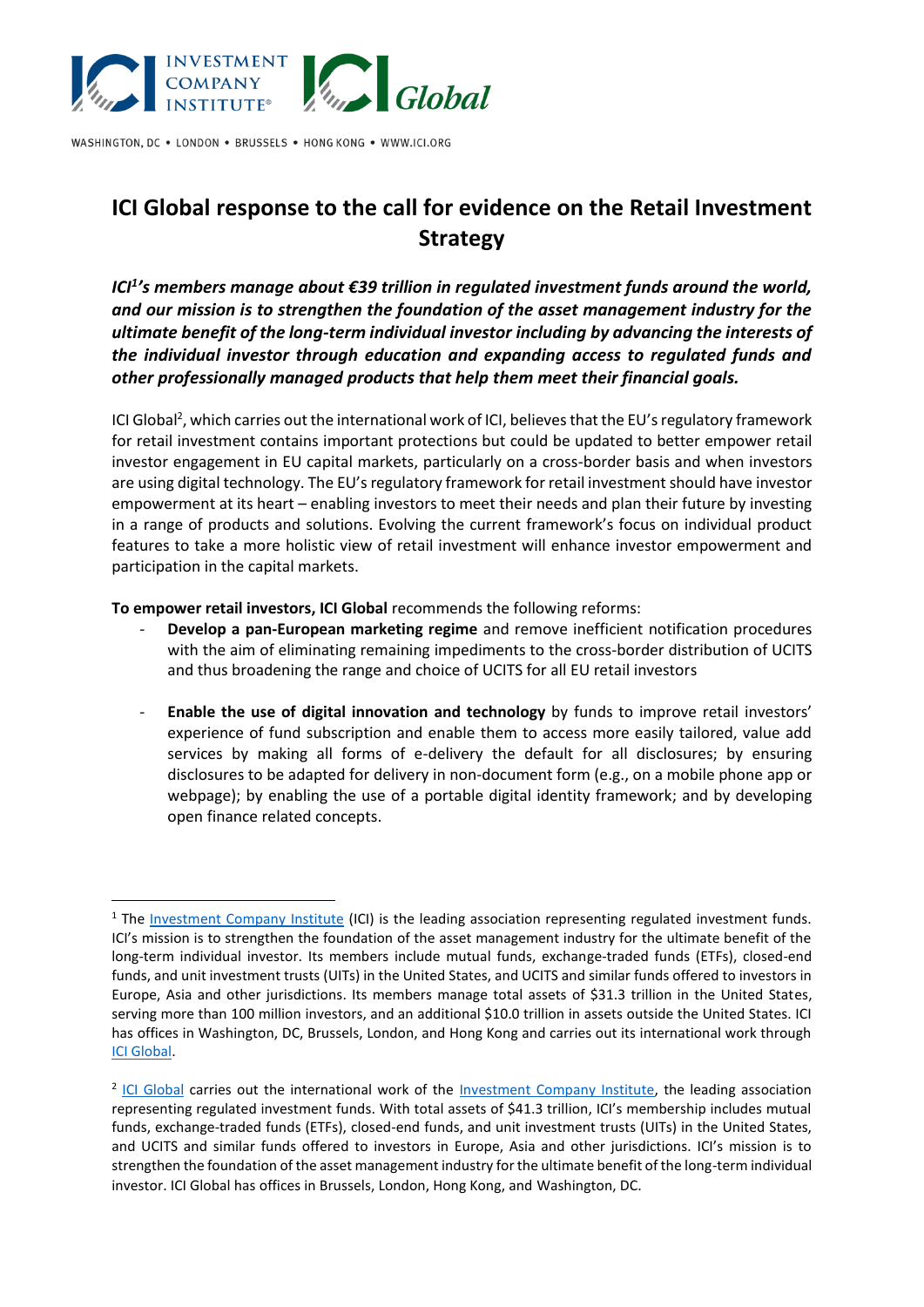WASHINGTON, DC • LONDON • BRUSSELS • HONG KONG • WWW.ICI.ORG

# ICI Global response to the call for evidence on the Retail Investment Strategy

***ICI[1]'s members manage about €39 trillion in regulated investment funds around the world, and our mission is to strengthen the foundation of the asset management industry for the ultimate benefit of the long-term individual investor including by advancing the interests of the individual investor through education and expanding access to regulated funds and other professionally managed products that help them meet their financial goals.***

ICI Global[2], which carries out the international work of ICI, believes that the EU's regulatory framework for retail investment contains important protections but could be updated to better empower retail investor engagement in EU capital markets, particularly on a cross-border basis and when investors are using digital technology. The EU's regulatory framework for retail investment should have investor empowerment at its heart – enabling investors to meet their needs and plan their future by investing in a range of products and solutions. Evolving the current framework's focus on individual product features to take a more holistic view of retail investment will enhance investor empowerment and participation in the capital markets.

**To empower retail investors, ICI Global** recommends the following reforms:

- **Develop a pan-European marketing regime** and remove inefficient notification procedures with the aim of eliminating remaining impediments to the cross-border distribution of UCITS and thus broadening the range and choice of UCITS for all EU retail investors

- **Enable the use of digital innovation and technology** by funds to improve retail investors' experience of fund subscription and enable them to access more easily tailored, value add services by making all forms of e-delivery the default for all disclosures; by ensuring disclosures to be adapted for delivery in non-document form (e.g., on a mobile phone app or webpage); by enabling the use of a portable digital identity framework; and by developing open finance related concepts.

---

[1] The Investment Company Institute (ICI) is the leading association representing regulated investment funds. ICI's mission is to strengthen the foundation of the asset management industry for the ultimate benefit of the long-term individual investor. Its members include mutual funds, exchange-traded funds (ETFs), closed-end funds, and unit investment trusts (UITs) in the United States, and UCITS and similar funds offered to investors in Europe, Asia and other jurisdictions. Its members manage total assets of $31.3 trillion in the United States, serving more than 100 million investors, and an additional $10.0 trillion in assets outside the United States. ICI has offices in Washington, DC, Brussels, London, and Hong Kong and carries out its international work through ICI Global.

[2] ICI Global carries out the international work of the Investment Company Institute, the leading association representing regulated investment funds. With total assets of $41.3 trillion, ICI's membership includes mutual funds, exchange-traded funds (ETFs), closed-end funds, and unit investment trusts (UITs) in the United States, and UCITS and similar funds offered to investors in Europe, Asia and other jurisdictions. ICI's mission is to strengthen the foundation of the asset management industry for the ultimate benefit of the long-term individual investor. ICI Global has offices in Brussels, London, Hong Kong, and Washington, DC.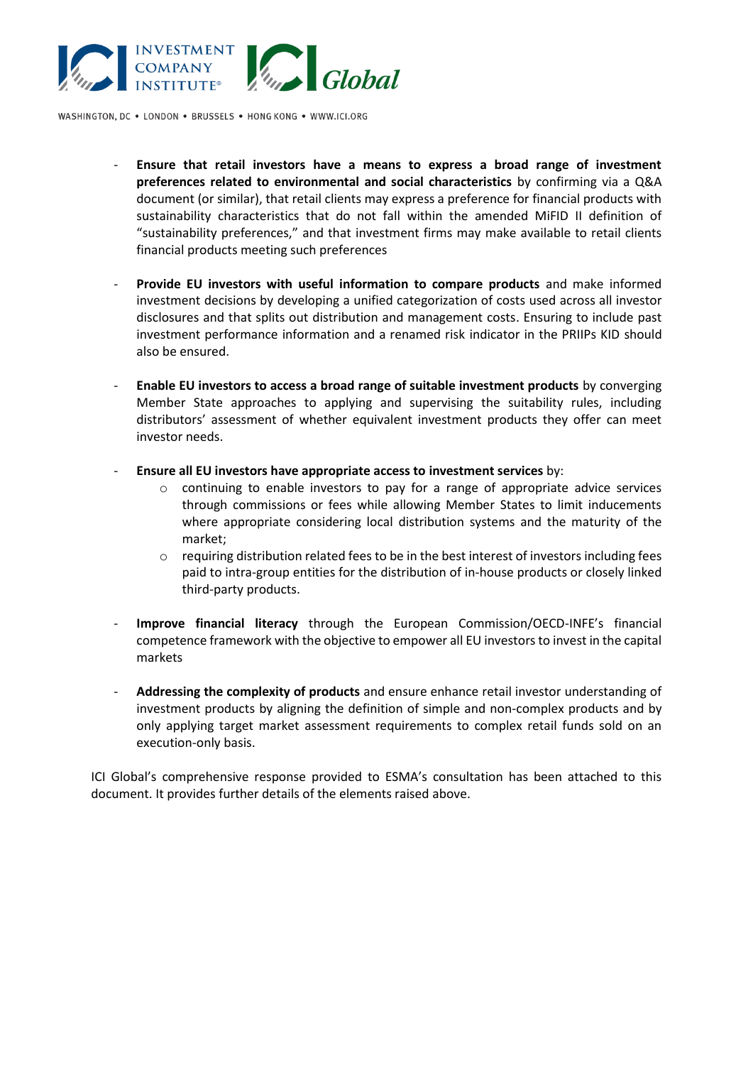- **Ensure that retail investors have a means to express a broad range of investment preferences related to environmental and social characteristics** by confirming via a Q&A document (or similar), that retail clients may express a preference for financial products with sustainability characteristics that do not fall within the amended MiFID II definition of "sustainability preferences," and that investment firms may make available to retail clients financial products meeting such preferences

- **Provide EU investors with useful information to compare products** and make informed investment decisions by developing a unified categorization of costs used across all investor disclosures and that splits out distribution and management costs. Ensuring to include past investment performance information and a renamed risk indicator in the PRIIPs KID should also be ensured.

- **Enable EU investors to access a broad range of suitable investment products** by converging Member State approaches to applying and supervising the suitability rules, including distributors' assessment of whether equivalent investment products they offer can meet investor needs.

- **Ensure all EU investors have appropriate access to investment services** by:
  - continuing to enable investors to pay for a range of appropriate advice services through commissions or fees while allowing Member States to limit inducements where appropriate considering local distribution systems and the maturity of the market;
  - requiring distribution related fees to be in the best interest of investors including fees paid to intra-group entities for the distribution of in-house products or closely linked third-party products.

- **Improve financial literacy** through the European Commission/OECD-INFE's financial competence framework with the objective to empower all EU investors to invest in the capital markets

- **Addressing the complexity of products** and ensure enhance retail investor understanding of investment products by aligning the definition of simple and non-complex products and by only applying target market assessment requirements to complex retail funds sold on an execution-only basis.

ICI Global's comprehensive response provided to ESMA's consultation has been attached to this document. It provides further details of the elements raised above.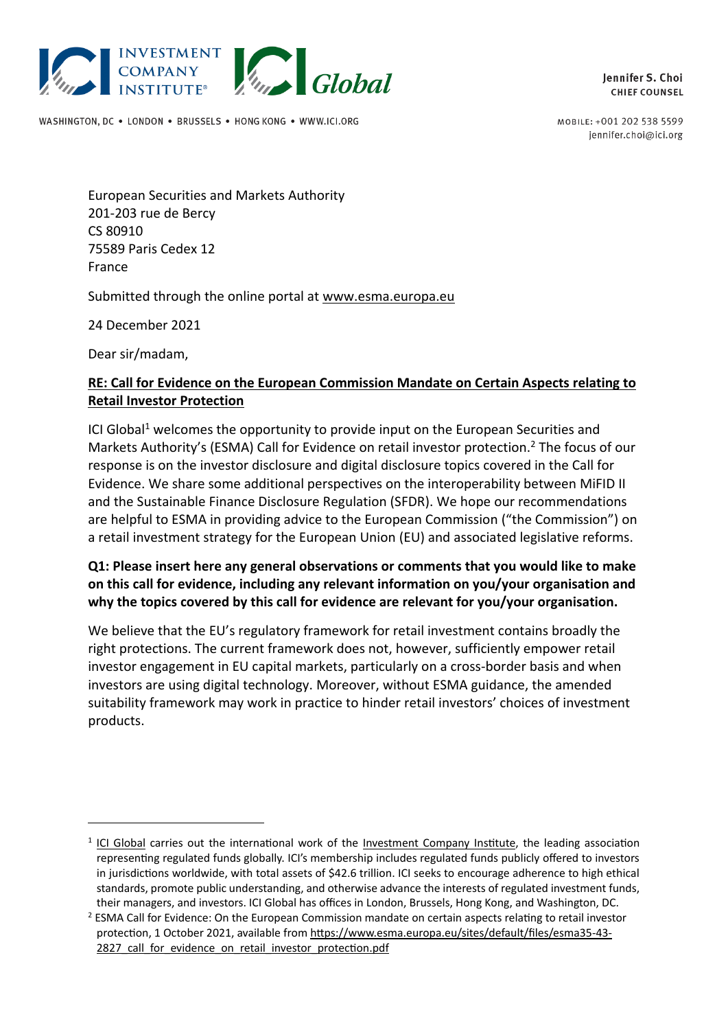Jennifer S. Choi
CHIEF COUNSEL

MOBILE: +001 202 538 5599
jennifer.choi@ici.org

WASHINGTON, DC • LONDON • BRUSSELS • HONG KONG • WWW.ICI.ORG

European Securities and Markets Authority
201-203 rue de Bercy
CS 80910
75589 Paris Cedex 12
France

Submitted through the online portal at www.esma.europa.eu

24 December 2021

Dear sir/madam,

**RE: Call for Evidence on the European Commission Mandate on Certain Aspects relating to Retail Investor Protection**

ICI Global[1] welcomes the opportunity to provide input on the European Securities and Markets Authority's (ESMA) Call for Evidence on retail investor protection.[2] The focus of our response is on the investor disclosure and digital disclosure topics covered in the Call for Evidence. We share some additional perspectives on the interoperability between MiFID II and the Sustainable Finance Disclosure Regulation (SFDR). We hope our recommendations are helpful to ESMA in providing advice to the European Commission ("the Commission") on a retail investment strategy for the European Union (EU) and associated legislative reforms.

**Q1: Please insert here any general observations or comments that you would like to make on this call for evidence, including any relevant information on you/your organisation and why the topics covered by this call for evidence are relevant for you/your organisation.**

We believe that the EU's regulatory framework for retail investment contains broadly the right protections. The current framework does not, however, sufficiently empower retail investor engagement in EU capital markets, particularly on a cross-border basis and when investors are using digital technology. Moreover, without ESMA guidance, the amended suitability framework may work in practice to hinder retail investors' choices of investment products.

---

[1] ICI Global carries out the international work of the Investment Company Institute, the leading association representing regulated funds globally. ICI's membership includes regulated funds publicly offered to investors in jurisdictions worldwide, with total assets of $42.6 trillion. ICI seeks to encourage adherence to high ethical standards, promote public understanding, and otherwise advance the interests of regulated investment funds, their managers, and investors. ICI Global has offices in London, Brussels, Hong Kong, and Washington, DC.

[2] ESMA Call for Evidence: On the European Commission mandate on certain aspects relating to retail investor protection, 1 October 2021, available from https://www.esma.europa.eu/sites/default/files/esma35-43-2827_call_for_evidence_on_retail_investor_protection.pdf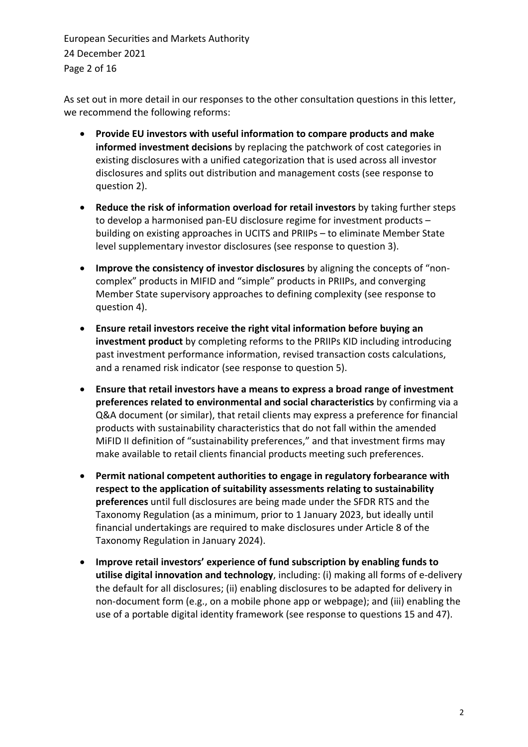As set out in more detail in our responses to the other consultation questions in this letter, we recommend the following reforms:

- **Provide EU investors with useful information to compare products and make informed investment decisions** by replacing the patchwork of cost categories in existing disclosures with a unified categorization that is used across all investor disclosures and splits out distribution and management costs (see response to question 2).
- **Reduce the risk of information overload for retail investors** by taking further steps to develop a harmonised pan-EU disclosure regime for investment products – building on existing approaches in UCITS and PRIIPs – to eliminate Member State level supplementary investor disclosures (see response to question 3).
- **Improve the consistency of investor disclosures** by aligning the concepts of "non-complex" products in MIFID and "simple" products in PRIIPs, and converging Member State supervisory approaches to defining complexity (see response to question 4).
- **Ensure retail investors receive the right vital information before buying an investment product** by completing reforms to the PRIIPs KID including introducing past investment performance information, revised transaction costs calculations, and a renamed risk indicator (see response to question 5).
- **Ensure that retail investors have a means to express a broad range of investment preferences related to environmental and social characteristics** by confirming via a Q&A document (or similar), that retail clients may express a preference for financial products with sustainability characteristics that do not fall within the amended MiFID II definition of "sustainability preferences," and that investment firms may make available to retail clients financial products meeting such preferences.
- **Permit national competent authorities to engage in regulatory forbearance with respect to the application of suitability assessments relating to sustainability preferences** until full disclosures are being made under the SFDR RTS and the Taxonomy Regulation (as a minimum, prior to 1 January 2023, but ideally until financial undertakings are required to make disclosures under Article 8 of the Taxonomy Regulation in January 2024).
- **Improve retail investors' experience of fund subscription by enabling funds to utilise digital innovation and technology**, including: (i) making all forms of e-delivery the default for all disclosures; (ii) enabling disclosures to be adapted for delivery in non-document form (e.g., on a mobile phone app or webpage); and (iii) enabling the use of a portable digital identity framework (see response to questions 15 and 47).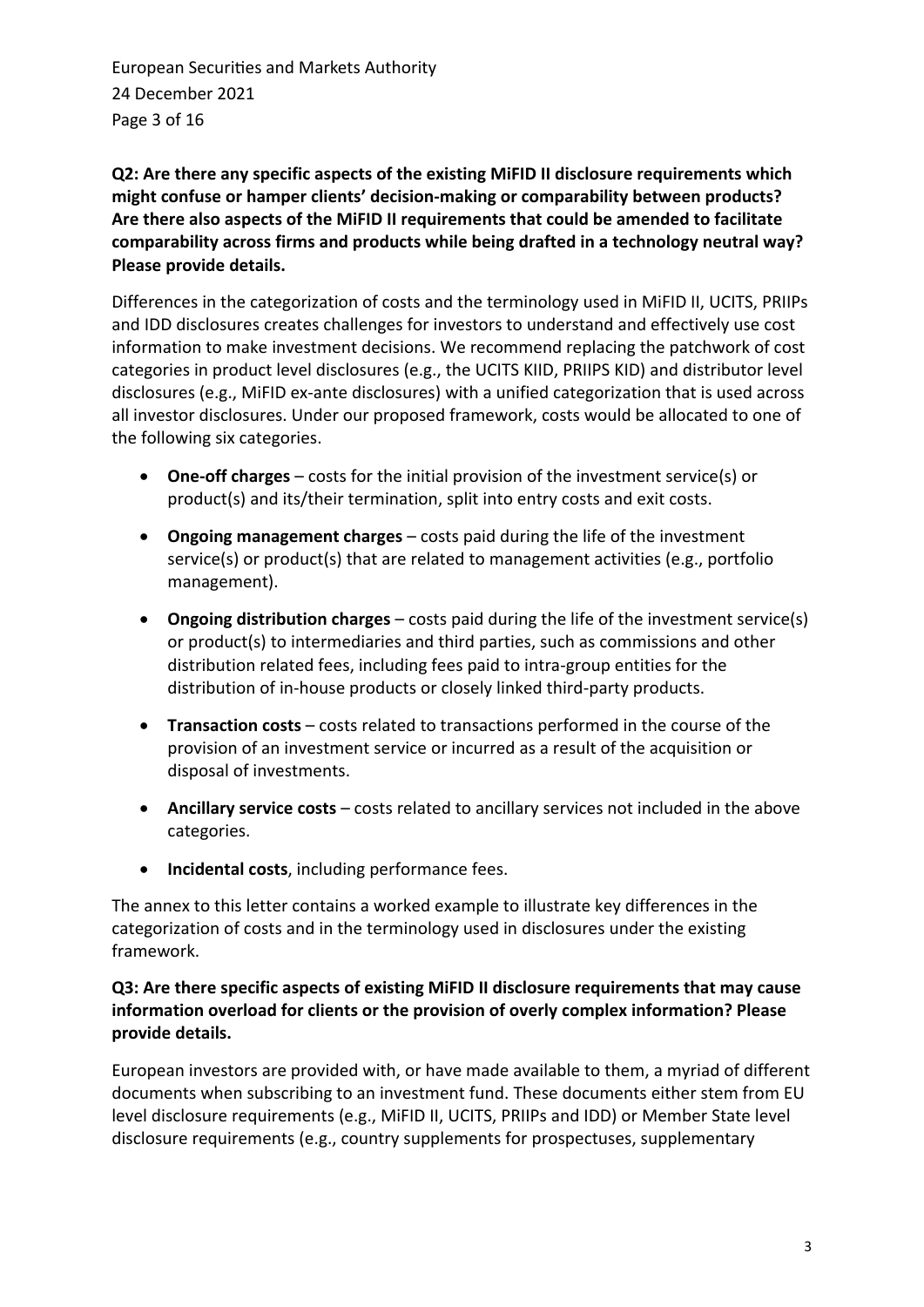**Q2: Are there any specific aspects of the existing MiFID II disclosure requirements which might confuse or hamper clients' decision-making or comparability between products? Are there also aspects of the MiFID II requirements that could be amended to facilitate comparability across firms and products while being drafted in a technology neutral way? Please provide details.**

Differences in the categorization of costs and the terminology used in MiFID II, UCITS, PRIIPs and IDD disclosures creates challenges for investors to understand and effectively use cost information to make investment decisions. We recommend replacing the patchwork of cost categories in product level disclosures (e.g., the UCITS KIID, PRIIPS KID) and distributor level disclosures (e.g., MiFID ex-ante disclosures) with a unified categorization that is used across all investor disclosures. Under our proposed framework, costs would be allocated to one of the following six categories.

- **One-off charges** – costs for the initial provision of the investment service(s) or product(s) and its/their termination, split into entry costs and exit costs.
- **Ongoing management charges** – costs paid during the life of the investment service(s) or product(s) that are related to management activities (e.g., portfolio management).
- **Ongoing distribution charges** – costs paid during the life of the investment service(s) or product(s) to intermediaries and third parties, such as commissions and other distribution related fees, including fees paid to intra-group entities for the distribution of in-house products or closely linked third-party products.
- **Transaction costs** – costs related to transactions performed in the course of the provision of an investment service or incurred as a result of the acquisition or disposal of investments.
- **Ancillary service costs** – costs related to ancillary services not included in the above categories.
- **Incidental costs**, including performance fees.

The annex to this letter contains a worked example to illustrate key differences in the categorization of costs and in the terminology used in disclosures under the existing framework.

**Q3: Are there specific aspects of existing MiFID II disclosure requirements that may cause information overload for clients or the provision of overly complex information? Please provide details.**

European investors are provided with, or have made available to them, a myriad of different documents when subscribing to an investment fund. These documents either stem from EU level disclosure requirements (e.g., MiFID II, UCITS, PRIIPs and IDD) or Member State level disclosure requirements (e.g., country supplements for prospectuses, supplementary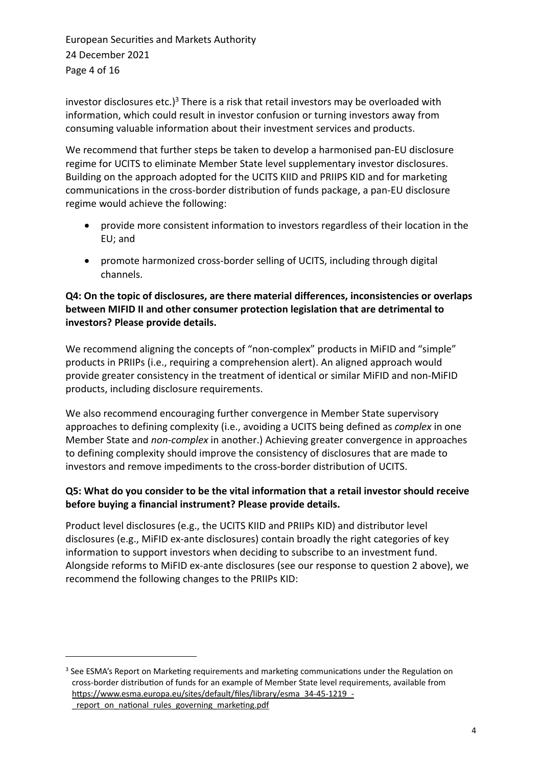investor disclosures etc.)[3] There is a risk that retail investors may be overloaded with information, which could result in investor confusion or turning investors away from consuming valuable information about their investment services and products.

We recommend that further steps be taken to develop a harmonised pan-EU disclosure regime for UCITS to eliminate Member State level supplementary investor disclosures. Building on the approach adopted for the UCITS KIID and PRIIPS KID and for marketing communications in the cross-border distribution of funds package, a pan-EU disclosure regime would achieve the following:

- provide more consistent information to investors regardless of their location in the EU; and
- promote harmonized cross-border selling of UCITS, including through digital channels.

**Q4: On the topic of disclosures, are there material differences, inconsistencies or overlaps between MIFID II and other consumer protection legislation that are detrimental to investors? Please provide details.**

We recommend aligning the concepts of "non-complex" products in MiFID and "simple" products in PRIIPs (i.e., requiring a comprehension alert). An aligned approach would provide greater consistency in the treatment of identical or similar MiFID and non-MiFID products, including disclosure requirements.

We also recommend encouraging further convergence in Member State supervisory approaches to defining complexity (i.e., avoiding a UCITS being defined as *complex* in one Member State and *non-complex* in another.) Achieving greater convergence in approaches to defining complexity should improve the consistency of disclosures that are made to investors and remove impediments to the cross-border distribution of UCITS.

**Q5: What do you consider to be the vital information that a retail investor should receive before buying a financial instrument? Please provide details.**

Product level disclosures (e.g., the UCITS KIID and PRIIPs KID) and distributor level disclosures (e.g., MiFID ex-ante disclosures) contain broadly the right categories of key information to support investors when deciding to subscribe to an investment fund. Alongside reforms to MiFID ex-ante disclosures (see our response to question 2 above), we recommend the following changes to the PRIIPs KID:

---

[3] See ESMA's Report on Marketing requirements and marketing communications under the Regulation on cross-border distribution of funds for an example of Member State level requirements, available from https://www.esma.europa.eu/sites/default/files/library/esma_34-45-1219_-_report_on_national_rules_governing_marketing.pdf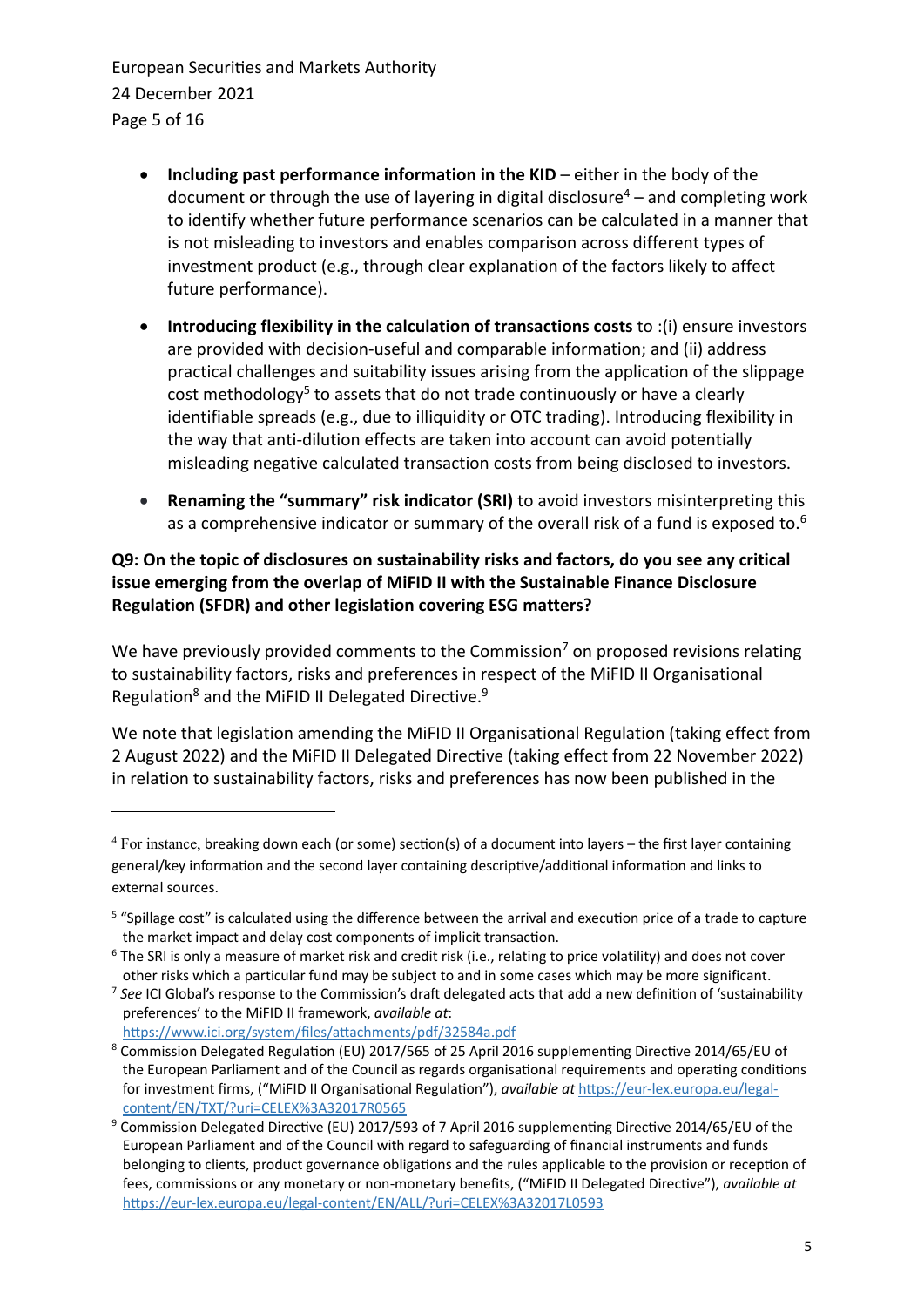- **Including past performance information in the KID** – either in the body of the document or through the use of layering in digital disclosure[4] – and completing work to identify whether future performance scenarios can be calculated in a manner that is not misleading to investors and enables comparison across different types of investment product (e.g., through clear explanation of the factors likely to affect future performance).

- **Introducing flexibility in the calculation of transactions costs** to :(i) ensure investors are provided with decision-useful and comparable information; and (ii) address practical challenges and suitability issues arising from the application of the slippage cost methodology[5] to assets that do not trade continuously or have a clearly identifiable spreads (e.g., due to illiquidity or OTC trading). Introducing flexibility in the way that anti-dilution effects are taken into account can avoid potentially misleading negative calculated transaction costs from being disclosed to investors.

- **Renaming the "summary" risk indicator (SRI)** to avoid investors misinterpreting this as a comprehensive indicator or summary of the overall risk of a fund is exposed to.[6]

**Q9: On the topic of disclosures on sustainability risks and factors, do you see any critical issue emerging from the overlap of MiFID II with the Sustainable Finance Disclosure Regulation (SFDR) and other legislation covering ESG matters?**

We have previously provided comments to the Commission[7] on proposed revisions relating to sustainability factors, risks and preferences in respect of the MiFID II Organisational Regulation[8] and the MiFID II Delegated Directive.[9]

We note that legislation amending the MiFID II Organisational Regulation (taking effect from 2 August 2022) and the MiFID II Delegated Directive (taking effect from 22 November 2022) in relation to sustainability factors, risks and preferences has now been published in the

---

[4] For instance, breaking down each (or some) section(s) of a document into layers – the first layer containing general/key information and the second layer containing descriptive/additional information and links to external sources.

[5] "Spillage cost" is calculated using the difference between the arrival and execution price of a trade to capture the market impact and delay cost components of implicit transaction.

[6] The SRI is only a measure of market risk and credit risk (i.e., relating to price volatility) and does not cover other risks which a particular fund may be subject to and in some cases which may be more significant.

[7] *See* ICI Global's response to the Commission's draft delegated acts that add a new definition of 'sustainability preferences' to the MiFID II framework, *available at*: https://www.ici.org/system/files/attachments/pdf/32584a.pdf

[8] Commission Delegated Regulation (EU) 2017/565 of 25 April 2016 supplementing Directive 2014/65/EU of the European Parliament and of the Council as regards organisational requirements and operating conditions for investment firms, ("MiFID II Organisational Regulation"), *available at* https://eur-lex.europa.eu/legal-content/EN/TXT/?uri=CELEX%3A32017R0565

[9] Commission Delegated Directive (EU) 2017/593 of 7 April 2016 supplementing Directive 2014/65/EU of the European Parliament and of the Council with regard to safeguarding of financial instruments and funds belonging to clients, product governance obligations and the rules applicable to the provision or reception of fees, commissions or any monetary or non-monetary benefits, ("MiFID II Delegated Directive"), *available at* https://eur-lex.europa.eu/legal-content/EN/ALL/?uri=CELEX%3A32017L0593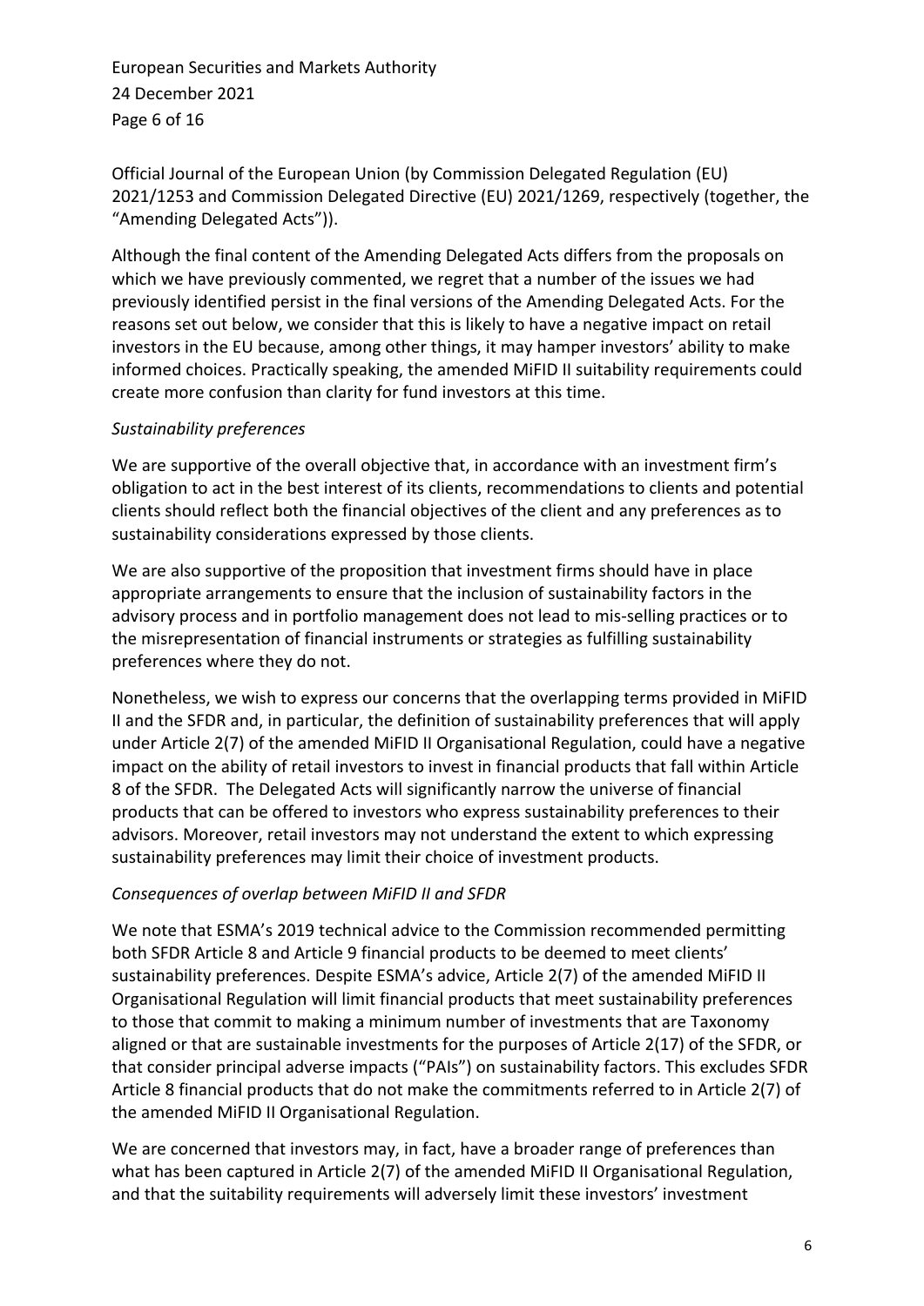Official Journal of the European Union (by Commission Delegated Regulation (EU) 2021/1253 and Commission Delegated Directive (EU) 2021/1269, respectively (together, the "Amending Delegated Acts")).

Although the final content of the Amending Delegated Acts differs from the proposals on which we have previously commented, we regret that a number of the issues we had previously identified persist in the final versions of the Amending Delegated Acts. For the reasons set out below, we consider that this is likely to have a negative impact on retail investors in the EU because, among other things, it may hamper investors' ability to make informed choices. Practically speaking, the amended MiFID II suitability requirements could create more confusion than clarity for fund investors at this time.

*Sustainability preferences*

We are supportive of the overall objective that, in accordance with an investment firm's obligation to act in the best interest of its clients, recommendations to clients and potential clients should reflect both the financial objectives of the client and any preferences as to sustainability considerations expressed by those clients.

We are also supportive of the proposition that investment firms should have in place appropriate arrangements to ensure that the inclusion of sustainability factors in the advisory process and in portfolio management does not lead to mis-selling practices or to the misrepresentation of financial instruments or strategies as fulfilling sustainability preferences where they do not.

Nonetheless, we wish to express our concerns that the overlapping terms provided in MiFID II and the SFDR and, in particular, the definition of sustainability preferences that will apply under Article 2(7) of the amended MiFID II Organisational Regulation, could have a negative impact on the ability of retail investors to invest in financial products that fall within Article 8 of the SFDR. The Delegated Acts will significantly narrow the universe of financial products that can be offered to investors who express sustainability preferences to their advisors. Moreover, retail investors may not understand the extent to which expressing sustainability preferences may limit their choice of investment products.

*Consequences of overlap between MiFID II and SFDR*

We note that ESMA's 2019 technical advice to the Commission recommended permitting both SFDR Article 8 and Article 9 financial products to be deemed to meet clients' sustainability preferences. Despite ESMA's advice, Article 2(7) of the amended MiFID II Organisational Regulation will limit financial products that meet sustainability preferences to those that commit to making a minimum number of investments that are Taxonomy aligned or that are sustainable investments for the purposes of Article 2(17) of the SFDR, or that consider principal adverse impacts ("PAIs") on sustainability factors. This excludes SFDR Article 8 financial products that do not make the commitments referred to in Article 2(7) of the amended MiFID II Organisational Regulation.

We are concerned that investors may, in fact, have a broader range of preferences than what has been captured in Article 2(7) of the amended MiFID II Organisational Regulation, and that the suitability requirements will adversely limit these investors' investment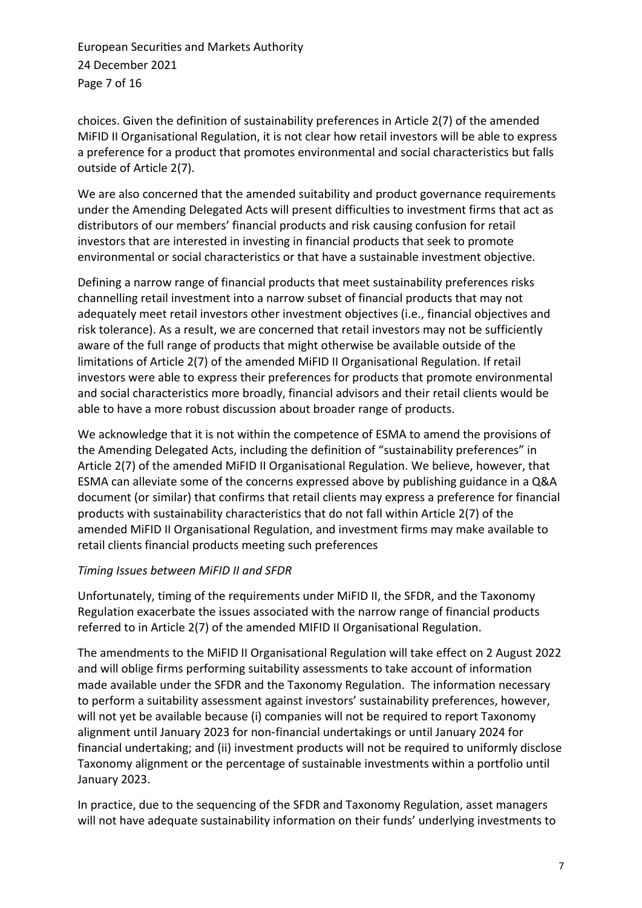choices. Given the definition of sustainability preferences in Article 2(7) of the amended MiFID II Organisational Regulation, it is not clear how retail investors will be able to express a preference for a product that promotes environmental and social characteristics but falls outside of Article 2(7).

We are also concerned that the amended suitability and product governance requirements under the Amending Delegated Acts will present difficulties to investment firms that act as distributors of our members' financial products and risk causing confusion for retail investors that are interested in investing in financial products that seek to promote environmental or social characteristics or that have a sustainable investment objective.

Defining a narrow range of financial products that meet sustainability preferences risks channelling retail investment into a narrow subset of financial products that may not adequately meet retail investors other investment objectives (i.e., financial objectives and risk tolerance). As a result, we are concerned that retail investors may not be sufficiently aware of the full range of products that might otherwise be available outside of the limitations of Article 2(7) of the amended MiFID II Organisational Regulation. If retail investors were able to express their preferences for products that promote environmental and social characteristics more broadly, financial advisors and their retail clients would be able to have a more robust discussion about broader range of products.

We acknowledge that it is not within the competence of ESMA to amend the provisions of the Amending Delegated Acts, including the definition of "sustainability preferences" in Article 2(7) of the amended MiFID II Organisational Regulation. We believe, however, that ESMA can alleviate some of the concerns expressed above by publishing guidance in a Q&A document (or similar) that confirms that retail clients may express a preference for financial products with sustainability characteristics that do not fall within Article 2(7) of the amended MiFID II Organisational Regulation, and investment firms may make available to retail clients financial products meeting such preferences

*Timing Issues between MiFID II and SFDR*

Unfortunately, timing of the requirements under MiFID II, the SFDR, and the Taxonomy Regulation exacerbate the issues associated with the narrow range of financial products referred to in Article 2(7) of the amended MIFID II Organisational Regulation.

The amendments to the MiFID II Organisational Regulation will take effect on 2 August 2022 and will oblige firms performing suitability assessments to take account of information made available under the SFDR and the Taxonomy Regulation. The information necessary to perform a suitability assessment against investors' sustainability preferences, however, will not yet be available because (i) companies will not be required to report Taxonomy alignment until January 2023 for non-financial undertakings or until January 2024 for financial undertaking; and (ii) investment products will not be required to uniformly disclose Taxonomy alignment or the percentage of sustainable investments within a portfolio until January 2023.

In practice, due to the sequencing of the SFDR and Taxonomy Regulation, asset managers will not have adequate sustainability information on their funds' underlying investments to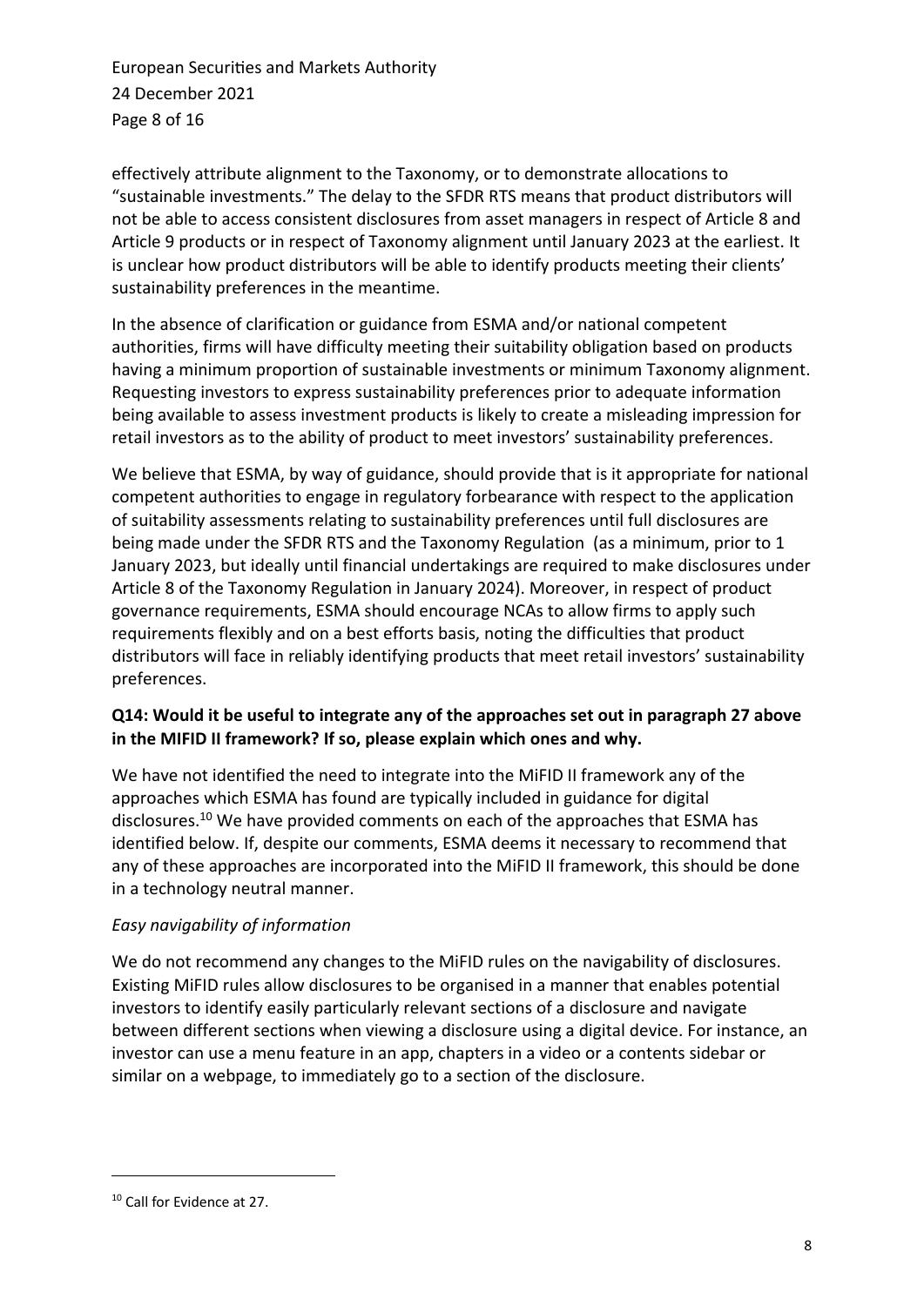effectively attribute alignment to the Taxonomy, or to demonstrate allocations to "sustainable investments." The delay to the SFDR RTS means that product distributors will not be able to access consistent disclosures from asset managers in respect of Article 8 and Article 9 products or in respect of Taxonomy alignment until January 2023 at the earliest. It is unclear how product distributors will be able to identify products meeting their clients' sustainability preferences in the meantime.

In the absence of clarification or guidance from ESMA and/or national competent authorities, firms will have difficulty meeting their suitability obligation based on products having a minimum proportion of sustainable investments or minimum Taxonomy alignment. Requesting investors to express sustainability preferences prior to adequate information being available to assess investment products is likely to create a misleading impression for retail investors as to the ability of product to meet investors' sustainability preferences.

We believe that ESMA, by way of guidance, should provide that is it appropriate for national competent authorities to engage in regulatory forbearance with respect to the application of suitability assessments relating to sustainability preferences until full disclosures are being made under the SFDR RTS and the Taxonomy Regulation (as a minimum, prior to 1 January 2023, but ideally until financial undertakings are required to make disclosures under Article 8 of the Taxonomy Regulation in January 2024). Moreover, in respect of product governance requirements, ESMA should encourage NCAs to allow firms to apply such requirements flexibly and on a best efforts basis, noting the difficulties that product distributors will face in reliably identifying products that meet retail investors' sustainability preferences.

**Q14: Would it be useful to integrate any of the approaches set out in paragraph 27 above in the MIFID II framework? If so, please explain which ones and why.**

We have not identified the need to integrate into the MiFID II framework any of the approaches which ESMA has found are typically included in guidance for digital disclosures.[10] We have provided comments on each of the approaches that ESMA has identified below. If, despite our comments, ESMA deems it necessary to recommend that any of these approaches are incorporated into the MiFID II framework, this should be done in a technology neutral manner.

*Easy navigability of information*

We do not recommend any changes to the MiFID rules on the navigability of disclosures. Existing MiFID rules allow disclosures to be organised in a manner that enables potential investors to identify easily particularly relevant sections of a disclosure and navigate between different sections when viewing a disclosure using a digital device. For instance, an investor can use a menu feature in an app, chapters in a video or a contents sidebar or similar on a webpage, to immediately go to a section of the disclosure.

[10] Call for Evidence at 27.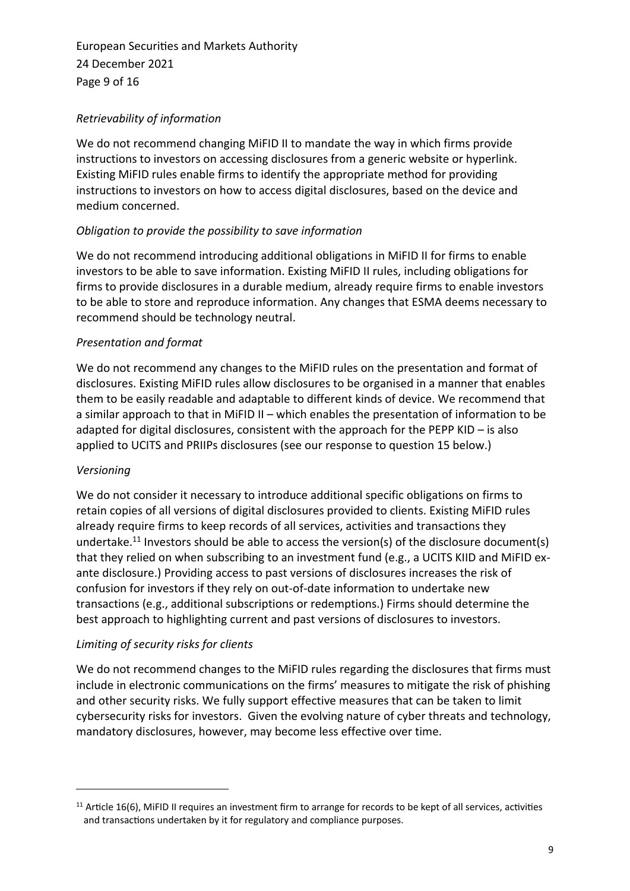*Retrievability of information*

We do not recommend changing MiFID II to mandate the way in which firms provide instructions to investors on accessing disclosures from a generic website or hyperlink. Existing MiFID rules enable firms to identify the appropriate method for providing instructions to investors on how to access digital disclosures, based on the device and medium concerned.

*Obligation to provide the possibility to save information*

We do not recommend introducing additional obligations in MiFID II for firms to enable investors to be able to save information. Existing MiFID II rules, including obligations for firms to provide disclosures in a durable medium, already require firms to enable investors to be able to store and reproduce information. Any changes that ESMA deems necessary to recommend should be technology neutral.

*Presentation and format*

We do not recommend any changes to the MiFID rules on the presentation and format of disclosures. Existing MiFID rules allow disclosures to be organised in a manner that enables them to be easily readable and adaptable to different kinds of device. We recommend that a similar approach to that in MiFID II – which enables the presentation of information to be adapted for digital disclosures, consistent with the approach for the PEPP KID – is also applied to UCITS and PRIIPs disclosures (see our response to question 15 below.)

*Versioning*

We do not consider it necessary to introduce additional specific obligations on firms to retain copies of all versions of digital disclosures provided to clients. Existing MiFID rules already require firms to keep records of all services, activities and transactions they undertake.[11] Investors should be able to access the version(s) of the disclosure document(s) that they relied on when subscribing to an investment fund (e.g., a UCITS KIID and MiFID ex-ante disclosure.) Providing access to past versions of disclosures increases the risk of confusion for investors if they rely on out-of-date information to undertake new transactions (e.g., additional subscriptions or redemptions.) Firms should determine the best approach to highlighting current and past versions of disclosures to investors.

*Limiting of security risks for clients*

We do not recommend changes to the MiFID rules regarding the disclosures that firms must include in electronic communications on the firms' measures to mitigate the risk of phishing and other security risks. We fully support effective measures that can be taken to limit cybersecurity risks for investors. Given the evolving nature of cyber threats and technology, mandatory disclosures, however, may become less effective over time.

---

[11] Article 16(6), MiFID II requires an investment firm to arrange for records to be kept of all services, activities and transactions undertaken by it for regulatory and compliance purposes.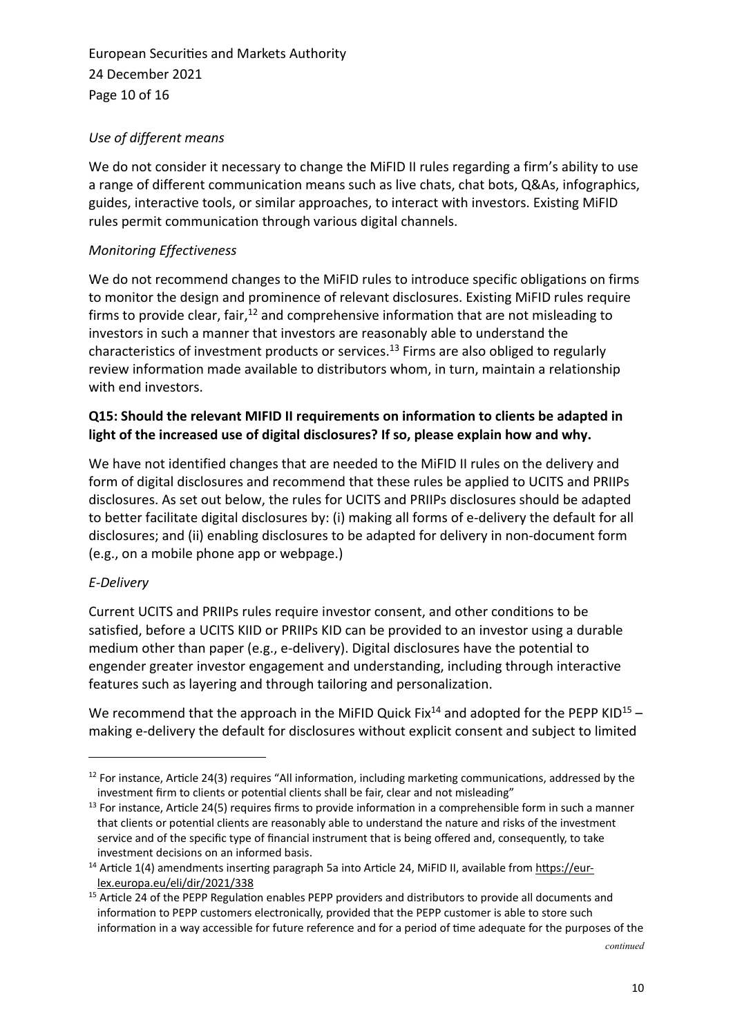*Use of different means*

We do not consider it necessary to change the MiFID II rules regarding a firm's ability to use a range of different communication means such as live chats, chat bots, Q&As, infographics, guides, interactive tools, or similar approaches, to interact with investors. Existing MiFID rules permit communication through various digital channels.

*Monitoring Effectiveness*

We do not recommend changes to the MiFID rules to introduce specific obligations on firms to monitor the design and prominence of relevant disclosures. Existing MiFID rules require firms to provide clear, fair,[12] and comprehensive information that are not misleading to investors in such a manner that investors are reasonably able to understand the characteristics of investment products or services.[13] Firms are also obliged to regularly review information made available to distributors whom, in turn, maintain a relationship with end investors.

**Q15: Should the relevant MIFID II requirements on information to clients be adapted in light of the increased use of digital disclosures? If so, please explain how and why.**

We have not identified changes that are needed to the MiFID II rules on the delivery and form of digital disclosures and recommend that these rules be applied to UCITS and PRIIPs disclosures. As set out below, the rules for UCITS and PRIIPs disclosures should be adapted to better facilitate digital disclosures by: (i) making all forms of e-delivery the default for all disclosures; and (ii) enabling disclosures to be adapted for delivery in non-document form (e.g., on a mobile phone app or webpage.)

*E-Delivery*

Current UCITS and PRIIPs rules require investor consent, and other conditions to be satisfied, before a UCITS KIID or PRIIPs KID can be provided to an investor using a durable medium other than paper (e.g., e-delivery). Digital disclosures have the potential to engender greater investor engagement and understanding, including through interactive features such as layering and through tailoring and personalization.

We recommend that the approach in the MiFID Quick Fix[14] and adopted for the PEPP KID[15] – making e-delivery the default for disclosures without explicit consent and subject to limited

---

[12] For instance, Article 24(3) requires "All information, including marketing communications, addressed by the investment firm to clients or potential clients shall be fair, clear and not misleading"

[13] For instance, Article 24(5) requires firms to provide information in a comprehensible form in such a manner that clients or potential clients are reasonably able to understand the nature and risks of the investment service and of the specific type of financial instrument that is being offered and, consequently, to take investment decisions on an informed basis.

[14] Article 1(4) amendments inserting paragraph 5a into Article 24, MiFID II, available from https://eur-lex.europa.eu/eli/dir/2021/338

[15] Article 24 of the PEPP Regulation enables PEPP providers and distributors to provide all documents and information to PEPP customers electronically, provided that the PEPP customer is able to store such information in a way accessible for future reference and for a period of time adequate for the purposes of the

*continued*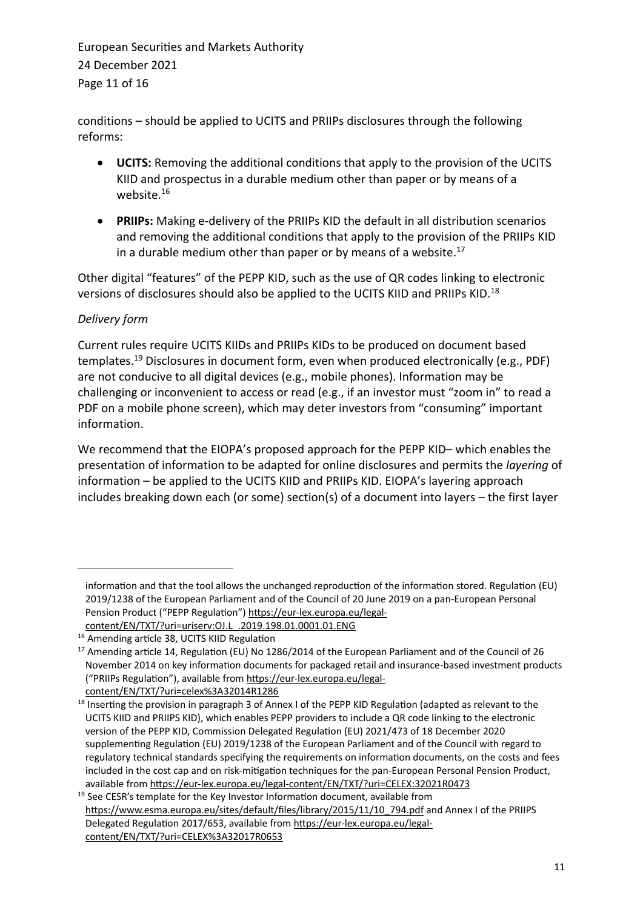conditions – should be applied to UCITS and PRIIPs disclosures through the following reforms:

- **UCITS:** Removing the additional conditions that apply to the provision of the UCITS KIID and prospectus in a durable medium other than paper or by means of a website.[16]
- **PRIIPs:** Making e-delivery of the PRIIPs KID the default in all distribution scenarios and removing the additional conditions that apply to the provision of the PRIIPs KID in a durable medium other than paper or by means of a website.[17]

Other digital "features" of the PEPP KID, such as the use of QR codes linking to electronic versions of disclosures should also be applied to the UCITS KIID and PRIIPs KID.[18]

*Delivery form*

Current rules require UCITS KIIDs and PRIIPs KIDs to be produced on document based templates.[19] Disclosures in document form, even when produced electronically (e.g., PDF) are not conducive to all digital devices (e.g., mobile phones). Information may be challenging or inconvenient to access or read (e.g., if an investor must "zoom in" to read a PDF on a mobile phone screen), which may deter investors from "consuming" important information.

We recommend that the EIOPA's proposed approach for the PEPP KID– which enables the presentation of information to be adapted for online disclosures and permits the *layering* of information – be applied to the UCITS KIID and PRIIPs KID. EIOPA's layering approach includes breaking down each (or some) section(s) of a document into layers – the first layer

---

information and that the tool allows the unchanged reproduction of the information stored. Regulation (EU) 2019/1238 of the European Parliament and of the Council of 20 June 2019 on a pan-European Personal Pension Product ("PEPP Regulation") https://eur-lex.europa.eu/legal-content/EN/TXT/?uri=uriserv:OJ.L_.2019.198.01.0001.01.ENG

[16] Amending article 38, UCITS KIID Regulation

[17] Amending article 14, Regulation (EU) No 1286/2014 of the European Parliament and of the Council of 26 November 2014 on key information documents for packaged retail and insurance-based investment products ("PRIIPs Regulation"), available from https://eur-lex.europa.eu/legal-content/EN/TXT/?uri=celex%3A32014R1286

[18] Inserting the provision in paragraph 3 of Annex I of the PEPP KID Regulation (adapted as relevant to the UCITS KIID and PRIIPS KID), which enables PEPP providers to include a QR code linking to the electronic version of the PEPP KID, Commission Delegated Regulation (EU) 2021/473 of 18 December 2020 supplementing Regulation (EU) 2019/1238 of the European Parliament and of the Council with regard to regulatory technical standards specifying the requirements on information documents, on the costs and fees included in the cost cap and on risk-mitigation techniques for the pan-European Personal Pension Product, available from https://eur-lex.europa.eu/legal-content/EN/TXT/?uri=CELEX:32021R0473

[19] See CESR's template for the Key Investor Information document, available from https://www.esma.europa.eu/sites/default/files/library/2015/11/10_794.pdf and Annex I of the PRIIPS Delegated Regulation 2017/653, available from https://eur-lex.europa.eu/legal-content/EN/TXT/?uri=CELEX%3A32017R0653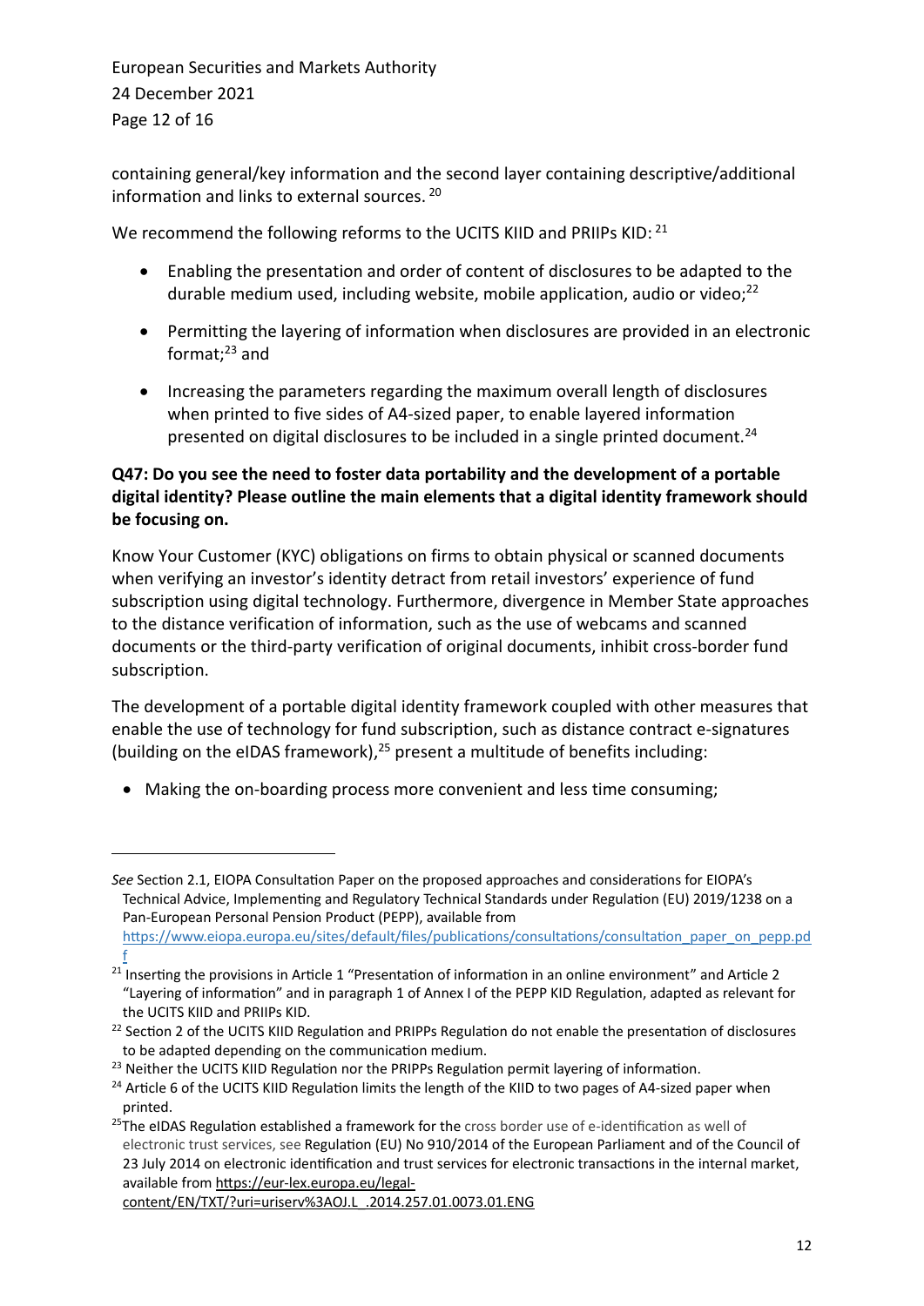containing general/key information and the second layer containing descriptive/additional information and links to external sources. [20]

We recommend the following reforms to the UCITS KIID and PRIIPs KID: [21]

- Enabling the presentation and order of content of disclosures to be adapted to the durable medium used, including website, mobile application, audio or video;[22]
- Permitting the layering of information when disclosures are provided in an electronic format;[23] and
- Increasing the parameters regarding the maximum overall length of disclosures when printed to five sides of A4-sized paper, to enable layered information presented on digital disclosures to be included in a single printed document.[24]

**Q47: Do you see the need to foster data portability and the development of a portable digital identity? Please outline the main elements that a digital identity framework should be focusing on.**

Know Your Customer (KYC) obligations on firms to obtain physical or scanned documents when verifying an investor's identity detract from retail investors' experience of fund subscription using digital technology. Furthermore, divergence in Member State approaches to the distance verification of information, such as the use of webcams and scanned documents or the third-party verification of original documents, inhibit cross-border fund subscription.

The development of a portable digital identity framework coupled with other measures that enable the use of technology for fund subscription, such as distance contract e-signatures (building on the eIDAS framework),[25] present a multitude of benefits including:

- Making the on-boarding process more convenient and less time consuming;

---

*See* Section 2.1, EIOPA Consultation Paper on the proposed approaches and considerations for EIOPA's Technical Advice, Implementing and Regulatory Technical Standards under Regulation (EU) 2019/1238 on a Pan-European Personal Pension Product (PEPP), available from https://www.eiopa.europa.eu/sites/default/files/publications/consultations/consultation_paper_on_pepp.pdf

[21] Inserting the provisions in Article 1 "Presentation of information in an online environment" and Article 2 "Layering of information" and in paragraph 1 of Annex I of the PEPP KID Regulation, adapted as relevant for the UCITS KIID and PRIIPs KID.

[22] Section 2 of the UCITS KIID Regulation and PRIPPs Regulation do not enable the presentation of disclosures to be adapted depending on the communication medium.

[23] Neither the UCITS KIID Regulation nor the PRIPPs Regulation permit layering of information.

[24] Article 6 of the UCITS KIID Regulation limits the length of the KIID to two pages of A4-sized paper when printed.

[25] The eIDAS Regulation established a framework for the cross border use of e-identification as well of electronic trust services, see Regulation (EU) No 910/2014 of the European Parliament and of the Council of 23 July 2014 on electronic identification and trust services for electronic transactions in the internal market, available from https://eur-lex.europa.eu/legal-content/EN/TXT/?uri=uriserv%3AOJ.L_.2014.257.01.0073.01.ENG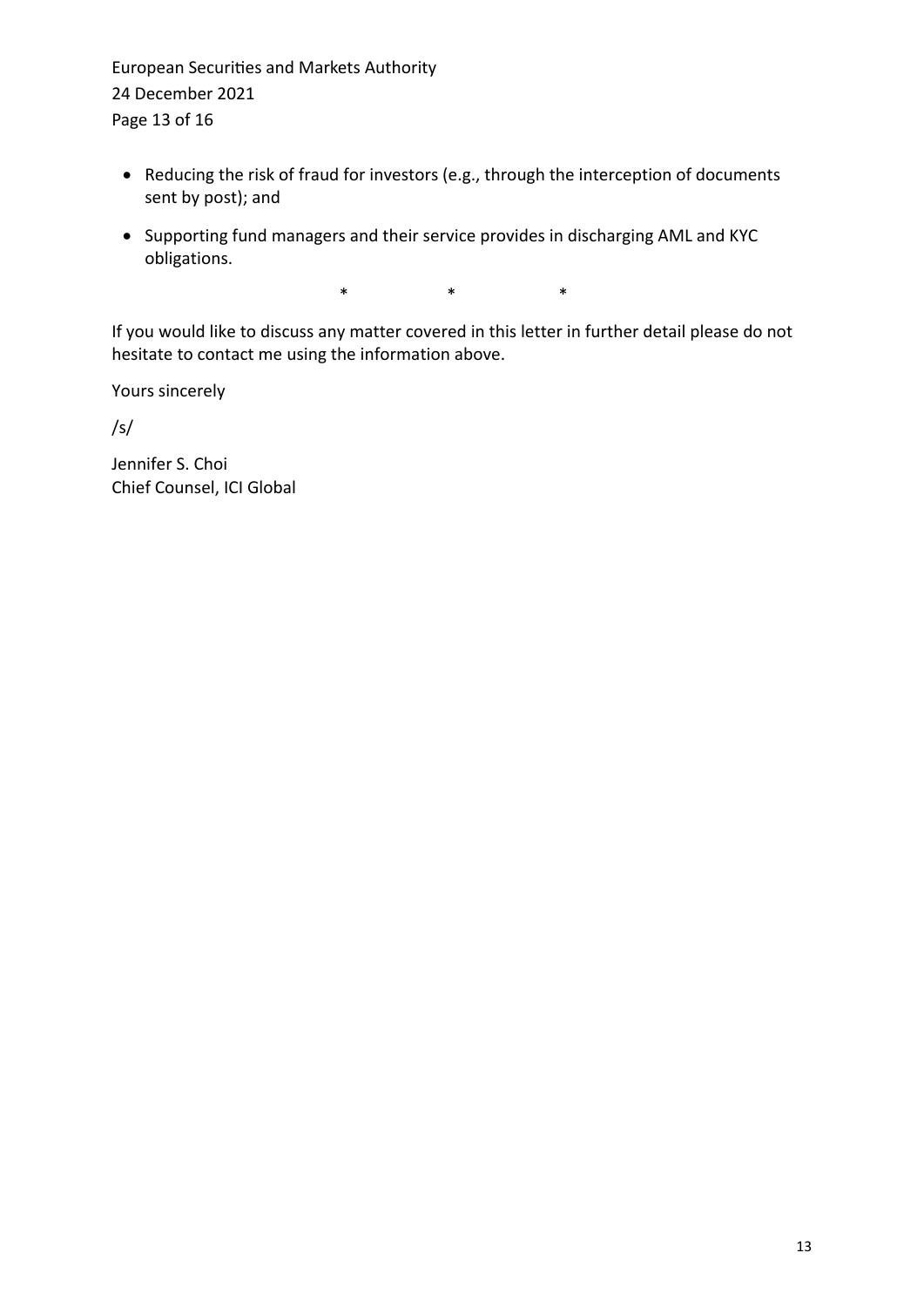- Reducing the risk of fraud for investors (e.g., through the interception of documents sent by post); and
- Supporting fund managers and their service provides in discharging AML and KYC obligations.

\*   \*   \*

If you would like to discuss any matter covered in this letter in further detail please do not hesitate to contact me using the information above.

Yours sincerely

/s/

Jennifer S. Choi
Chief Counsel, ICI Global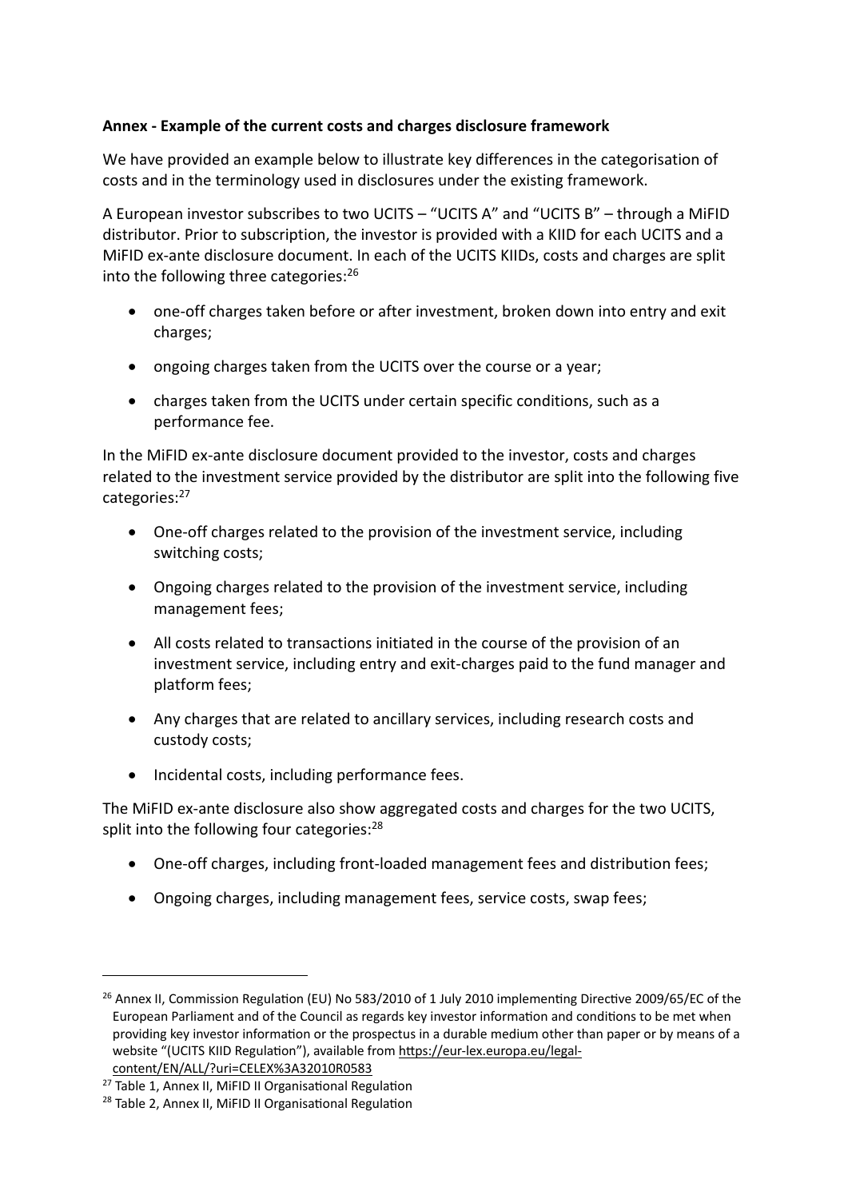**Annex - Example of the current costs and charges disclosure framework**

We have provided an example below to illustrate key differences in the categorisation of costs and in the terminology used in disclosures under the existing framework.

A European investor subscribes to two UCITS – "UCITS A" and "UCITS B" – through a MiFID distributor. Prior to subscription, the investor is provided with a KIID for each UCITS and a MiFID ex-ante disclosure document. In each of the UCITS KIIDs, costs and charges are split into the following three categories:[26]

- one-off charges taken before or after investment, broken down into entry and exit charges;
- ongoing charges taken from the UCITS over the course or a year;
- charges taken from the UCITS under certain specific conditions, such as a performance fee.

In the MiFID ex-ante disclosure document provided to the investor, costs and charges related to the investment service provided by the distributor are split into the following five categories:[27]

- One-off charges related to the provision of the investment service, including switching costs;
- Ongoing charges related to the provision of the investment service, including management fees;
- All costs related to transactions initiated in the course of the provision of an investment service, including entry and exit-charges paid to the fund manager and platform fees;
- Any charges that are related to ancillary services, including research costs and custody costs;
- Incidental costs, including performance fees.

The MiFID ex-ante disclosure also show aggregated costs and charges for the two UCITS, split into the following four categories:[28]

- One-off charges, including front-loaded management fees and distribution fees;
- Ongoing charges, including management fees, service costs, swap fees;

---

[26] Annex II, Commission Regulation (EU) No 583/2010 of 1 July 2010 implementing Directive 2009/65/EC of the European Parliament and of the Council as regards key investor information and conditions to be met when providing key investor information or the prospectus in a durable medium other than paper or by means of a website "(UCITS KIID Regulation"), available from https://eur-lex.europa.eu/legal-content/EN/ALL/?uri=CELEX%3A32010R0583

[27] Table 1, Annex II, MiFID II Organisational Regulation

[28] Table 2, Annex II, MiFID II Organisational Regulation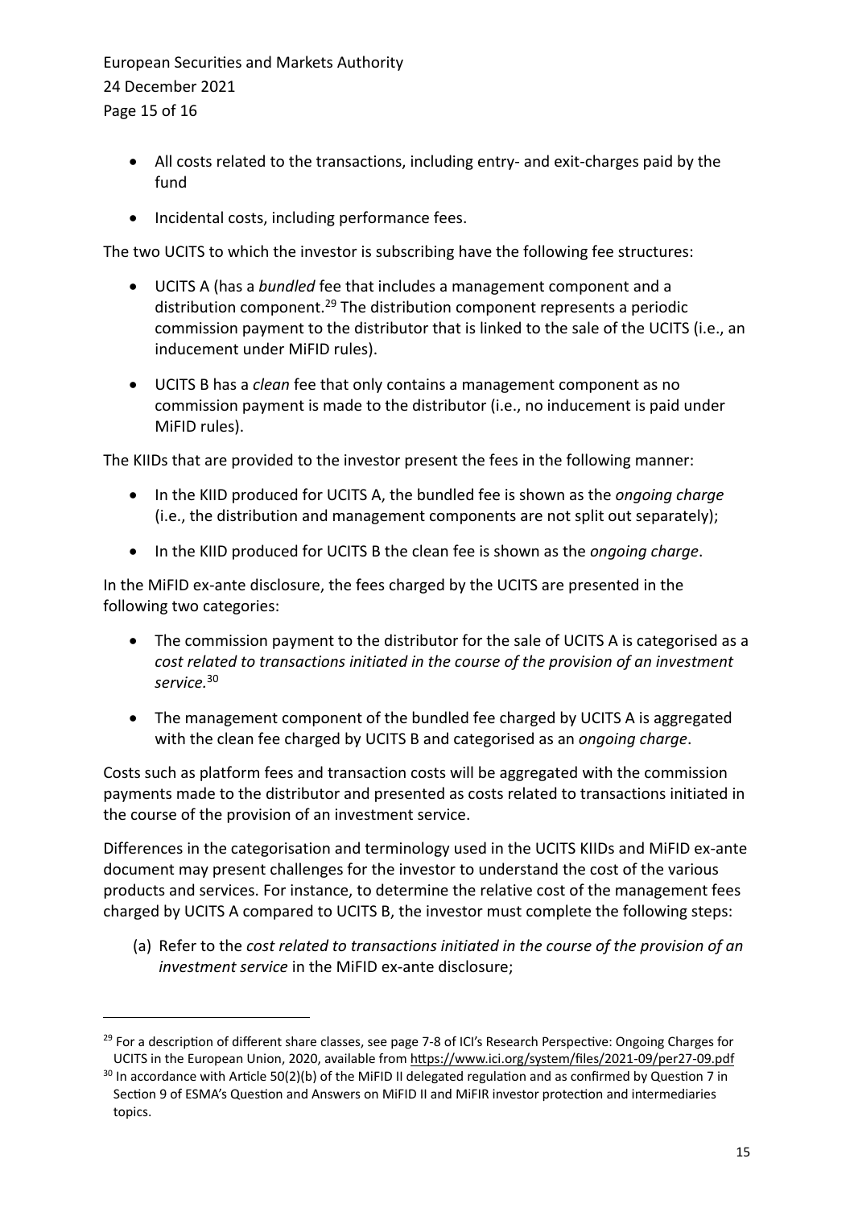- All costs related to the transactions, including entry- and exit-charges paid by the fund
- Incidental costs, including performance fees.

The two UCITS to which the investor is subscribing have the following fee structures:

- UCITS A (has a *bundled* fee that includes a management component and a distribution component.[29] The distribution component represents a periodic commission payment to the distributor that is linked to the sale of the UCITS (i.e., an inducement under MiFID rules).
- UCITS B has a *clean* fee that only contains a management component as no commission payment is made to the distributor (i.e., no inducement is paid under MiFID rules).

The KIIDs that are provided to the investor present the fees in the following manner:

- In the KIID produced for UCITS A, the bundled fee is shown as the *ongoing charge* (i.e., the distribution and management components are not split out separately);
- In the KIID produced for UCITS B the clean fee is shown as the *ongoing charge*.

In the MiFID ex-ante disclosure, the fees charged by the UCITS are presented in the following two categories:

- The commission payment to the distributor for the sale of UCITS A is categorised as a *cost related to transactions initiated in the course of the provision of an investment service.*[30]
- The management component of the bundled fee charged by UCITS A is aggregated with the clean fee charged by UCITS B and categorised as an *ongoing charge*.

Costs such as platform fees and transaction costs will be aggregated with the commission payments made to the distributor and presented as costs related to transactions initiated in the course of the provision of an investment service.

Differences in the categorisation and terminology used in the UCITS KIIDs and MiFID ex-ante document may present challenges for the investor to understand the cost of the various products and services. For instance, to determine the relative cost of the management fees charged by UCITS A compared to UCITS B, the investor must complete the following steps:

(a) Refer to the *cost related to transactions initiated in the course of the provision of an investment service* in the MiFID ex-ante disclosure;

---

[29] For a description of different share classes, see page 7-8 of ICI's Research Perspective: Ongoing Charges for UCITS in the European Union, 2020, available from https://www.ici.org/system/files/2021-09/per27-09.pdf

[30] In accordance with Article 50(2)(b) of the MiFID II delegated regulation and as confirmed by Question 7 in Section 9 of ESMA's Question and Answers on MiFID II and MiFIR investor protection and intermediaries topics.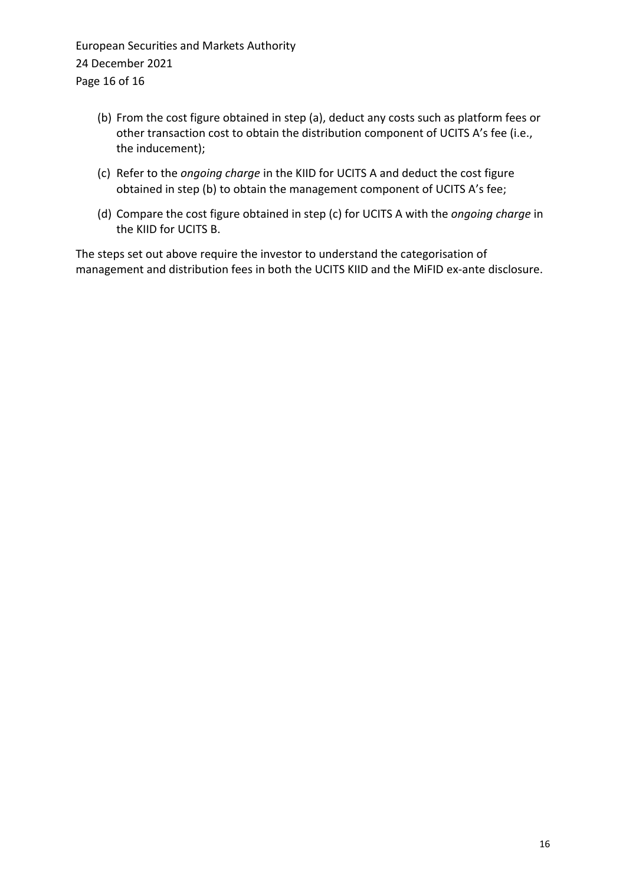(b) From the cost figure obtained in step (a), deduct any costs such as platform fees or other transaction cost to obtain the distribution component of UCITS A's fee (i.e., the inducement);

(c) Refer to the *ongoing charge* in the KIID for UCITS A and deduct the cost figure obtained in step (b) to obtain the management component of UCITS A's fee;

(d) Compare the cost figure obtained in step (c) for UCITS A with the *ongoing charge* in the KIID for UCITS B.

The steps set out above require the investor to understand the categorisation of management and distribution fees in both the UCITS KIID and the MiFID ex-ante disclosure.